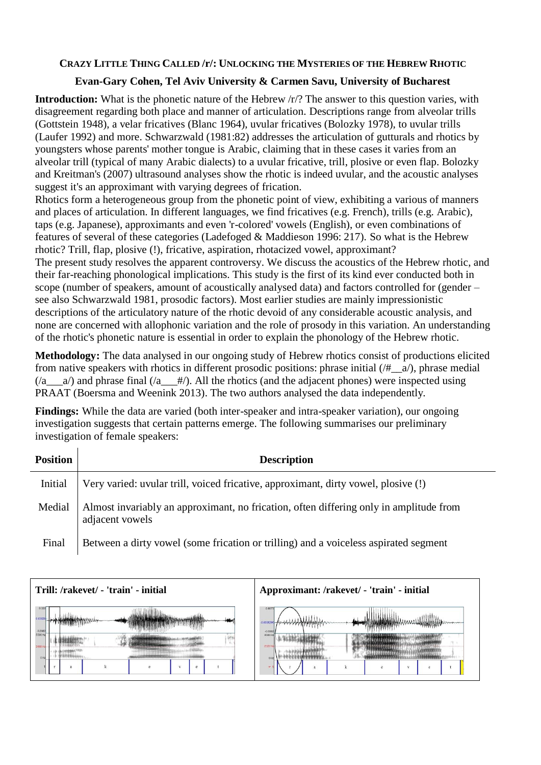**Crazy Little Thing Called /r/: Unlocking the Mysteries of the Hebrew Rhotic**

**Evan-Gary Cohen, Tel Aviv University & Carmen Savu, University of Bucharest**

**Introduction:** What is the phonetic nature of the Hebrew /r/? The answer to this question varies, with disagreement regarding both place and manner of articulation. Descriptions range from alveolar trills (Gottstein 1948), a velar fricatives (Blanc 1964), uvular fricatives (Bolozky 1978), to uvular trills (Laufer 1992) and more. Schwarzwald (1981:82) addresses the articulation of gutturals and rhotics by youngsters whose parents' mother tongue is Arabic, claiming that in these cases it varies from an alveolar trill (typical of many Arabic dialects) to a uvular fricative, trill, plosive or even flap. Bolozky and Kreitman's (2007) ultrasound analyses show the rhotic is indeed uvular, and the acoustic analyses suggest it's an approximant with varying degrees of frication.
Rhotics form a heterogeneous group from the phonetic point of view, exhibiting a various of manners and places of articulation. In different languages, we find fricatives (e.g. French), trills (e.g. Arabic), taps (e.g. Japanese), approximants and even 'r-colored' vowels (English), or even combinations of features of several of these categories (Ladefoged & Maddieson 1996: 217). So what is the Hebrew rhotic? Trill, flap, plosive (!), fricative, aspiration, rhotacized vowel, approximant?
The present study resolves the apparent controversy. We discuss the acoustics of the Hebrew rhotic, and their far-reaching phonological implications. This study is the first of its kind ever conducted both in scope (number of speakers, amount of acoustically analysed data) and factors controlled for (gender – see also Schwarzwald 1981, prosodic factors). Most earlier studies are mainly impressionistic descriptions of the articulatory nature of the rhotic devoid of any considerable acoustic analysis, and none are concerned with allophonic variation and the role of prosody in this variation. An understanding of the rhotic's phonetic nature is essential in order to explain the phonology of the Hebrew rhotic.

**Methodology:** The data analysed in our ongoing study of Hebrew rhotics consist of productions elicited from native speakers with rhotics in different prosodic positions: phrase initial (/#__a/), phrase medial (/a___a/) and phrase final (/a___#/). All the rhotics (and the adjacent phones) were inspected using PRAAT (Boersma and Weenink 2013). The two authors analysed the data independently.

**Findings:** While the data are varied (both inter-speaker and intra-speaker variation), our ongoing investigation suggests that certain patterns emerge. The following summarises our preliminary investigation of female speakers:

| Position | Description |
|---|---|
| Initial | Very varied: uvular trill, voiced fricative, approximant, dirty vowel, plosive (!) |
| Medial | Almost invariably an approximant, no frication, often differing only in amplitude from adjacent vowels |
| Final | Between a dirty vowel (some frication or trilling) and a voiceless aspirated segment |

**Trill: /rakevet/ - 'train' - initial**

**Approximant: /rakevet/ - 'train' - initial**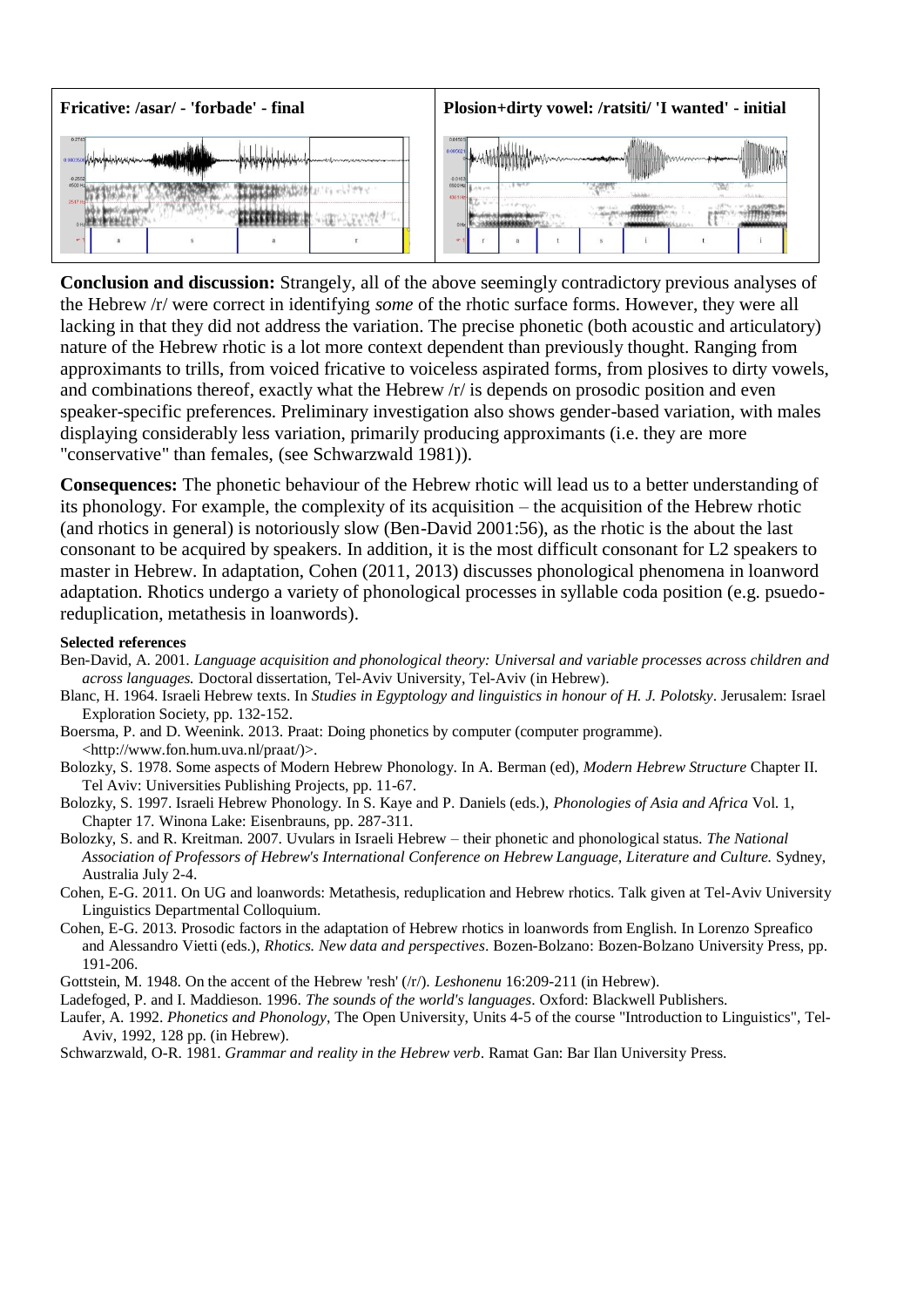**Fricative: /asar/ - 'forbade' - final**

a s a r

**Plosion+dirty vowel: /ratsiti/ 'I wanted' - initial**

r a t s i t i

**Conclusion and discussion:** Strangely, all of the above seemingly contradictory previous analyses of the Hebrew /r/ were correct in identifying *some* of the rhotic surface forms. However, they were all lacking in that they did not address the variation. The precise phonetic (both acoustic and articulatory) nature of the Hebrew rhotic is a lot more context dependent than previously thought. Ranging from approximants to trills, from voiced fricative to voiceless aspirated forms, from plosives to dirty vowels, and combinations thereof, exactly what the Hebrew /r/ is depends on prosodic position and even speaker-specific preferences. Preliminary investigation also shows gender-based variation, with males displaying considerably less variation, primarily producing approximants (i.e. they are more "conservative" than females, (see Schwarzwald 1981)).

**Consequences:** The phonetic behaviour of the Hebrew rhotic will lead us to a better understanding of its phonology. For example, the complexity of its acquisition – the acquisition of the Hebrew rhotic (and rhotics in general) is notoriously slow (Ben-David 2001:56), as the rhotic is the about the last consonant to be acquired by speakers. In addition, it is the most difficult consonant for L2 speakers to master in Hebrew. In adaptation, Cohen (2011, 2013) discusses phonological phenomena in loanword adaptation. Rhotics undergo a variety of phonological processes in syllable coda position (e.g. psuedo-reduplication, metathesis in loanwords).

#### Selected references

Ben-David, A. 2001. *Language acquisition and phonological theory: Universal and variable processes across children and across languages.* Doctoral dissertation, Tel-Aviv University, Tel-Aviv (in Hebrew).

Blanc, H. 1964. Israeli Hebrew texts. In *Studies in Egyptology and linguistics in honour of H. J. Polotsky*. Jerusalem: Israel Exploration Society, pp. 132-152.

Boersma, P. and D. Weenink. 2013. Praat: Doing phonetics by computer (computer programme). <http://www.fon.hum.uva.nl/praat/)>.

Bolozky, S. 1978. Some aspects of Modern Hebrew Phonology. In A. Berman (ed), *Modern Hebrew Structure* Chapter II. Tel Aviv: Universities Publishing Projects, pp. 11-67.

Bolozky, S. 1997. Israeli Hebrew Phonology. In S. Kaye and P. Daniels (eds.), *Phonologies of Asia and Africa* Vol. 1, Chapter 17. Winona Lake: Eisenbrauns, pp. 287-311.

Bolozky, S. and R. Kreitman. 2007. Uvulars in Israeli Hebrew – their phonetic and phonological status. *The National Association of Professors of Hebrew's International Conference on Hebrew Language, Literature and Culture.* Sydney, Australia July 2-4.

Cohen, E-G. 2011. On UG and loanwords: Metathesis, reduplication and Hebrew rhotics. Talk given at Tel-Aviv University Linguistics Departmental Colloquium.

Cohen, E-G. 2013. Prosodic factors in the adaptation of Hebrew rhotics in loanwords from English. In Lorenzo Spreafico and Alessandro Vietti (eds.), *Rhotics. New data and perspectives*. Bozen-Bolzano: Bozen-Bolzano University Press, pp. 191-206.

Gottstein, M. 1948. On the accent of the Hebrew 'resh' (/r/). *Leshonenu* 16:209-211 (in Hebrew).

Ladefoged, P. and I. Maddieson. 1996. *The sounds of the world's languages*. Oxford: Blackwell Publishers.

Laufer, A. 1992. *Phonetics and Phonology*, The Open University, Units 4-5 of the course "Introduction to Linguistics", Tel-Aviv, 1992, 128 pp. (in Hebrew).

Schwarzwald, O-R. 1981. *Grammar and reality in the Hebrew verb*. Ramat Gan: Bar Ilan University Press.